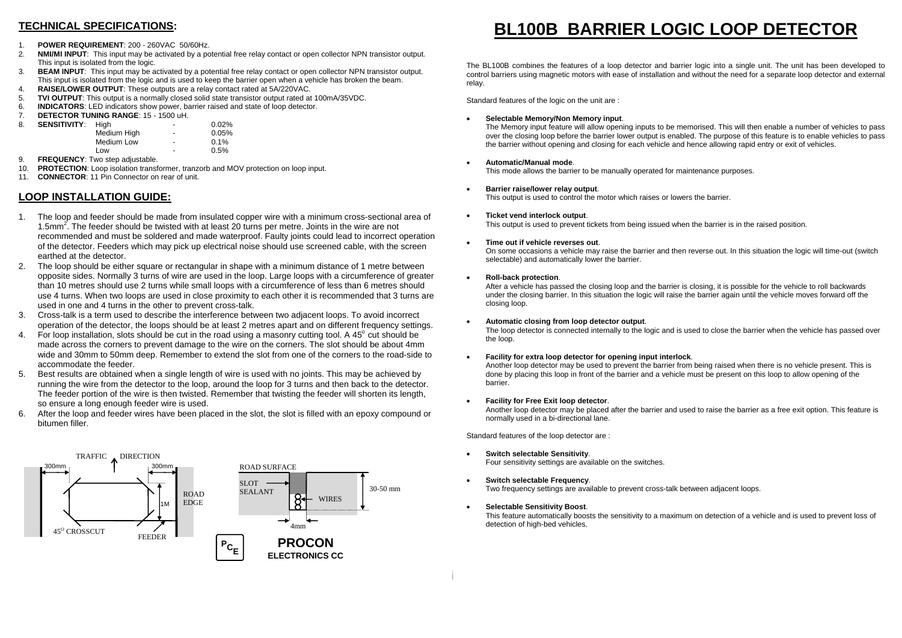# BL100B BARRIER LOGIC LOOP DETECTOR

## TECHNICAL SPECIFICATIONS:

1. **POWER REQUIREMENT**: 200 - 260VAC 50/60Hz.
2. **NMI/MI INPUT**: This input may be activated by a potential free relay contact or open collector NPN transistor output. This input is isolated from the logic.
3. **BEAM INPUT**: This input may be activated by a potential free relay contact or open collector NPN transistor output. This input is isolated from the logic and is used to keep the barrier open when a vehicle has broken the beam.
4. **RAISE/LOWER OUTPUT**: These outputs are a relay contact rated at 5A/220VAC.
5. **TVI OUTPUT**: This output is a normally closed solid state transistor output rated at 100mA/35VDC.
6. **INDICATORS**: LED indicators show power, barrier raised and state of loop detector.
7. **DETECTOR TUNING RANGE**: 15 - 1500 uH.
8. **SENSITIVITY**:

| | | |
|---|---|---|
| High | - | 0.02% |
| Medium High | - | 0.05% |
| Medium Low | - | 0.1% |
| Low | - | 0.5% |

9. **FREQUENCY**: Two step adjustable.
10. **PROTECTION**: Loop isolation transformer, tranzorb and MOV protection on loop input.
11. **CONNECTOR**: 11 Pin Connector on rear of unit.

## LOOP INSTALLATION GUIDE:

1. The loop and feeder should be made from insulated copper wire with a minimum cross-sectional area of 1.5mm$^2$. The feeder should be twisted with at least 20 turns per metre. Joints in the wire are not recommended and must be soldered and made waterproof. Faulty joints could lead to incorrect operation of the detector. Feeders which may pick up electrical noise should use screened cable, with the screen earthed at the detector.
2. The loop should be either square or rectangular in shape with a minimum distance of 1 metre between opposite sides. Normally 3 turns of wire are used in the loop. Large loops with a circumference of greater than 10 metres should use 2 turns while small loops with a circumference of less than 6 metres should use 4 turns. When two loops are used in close proximity to each other it is recommended that 3 turns are used in one and 4 turns in the other to prevent cross-talk.
3. Cross-talk is a term used to describe the interference between two adjacent loops. To avoid incorrect operation of the detector, the loops should be at least 2 metres apart and on different frequency settings.
4. For loop installation, slots should be cut in the road using a masonry cutting tool. A 45$^o$ cut should be made across the corners to prevent damage to the wire on the corners. The slot should be about 4mm wide and 30mm to 50mm deep. Remember to extend the slot from one of the corners to the road-side to accommodate the feeder.
5. Best results are obtained when a single length of wire is used with no joints. This may be achieved by running the wire from the detector to the loop, around the loop for 3 turns and then back to the detector. The feeder portion of the wire is then twisted. Remember that twisting the feeder will shorten its length, so ensure a long enough feeder wire is used.
6. After the loop and feeder wires have been placed in the slot, the slot is filled with an epoxy compound or bitumen filler.

TRAFFIC DIRECTION
300mm 300mm
ROAD EDGE
1M
45$^O$ CROSSCUT
FEEDER

ROAD SURFACE
SLOT SEALANT
WIRES
30-50 mm
4mm

**PROCON ELECTRONICS CC**

The BL100B combines the features of a loop detector and barrier logic into a single unit. The unit has been developed to control barriers using magnetic motors with ease of installation and without the need for a separate loop detector and external relay.

Standard features of the logic on the unit are :

- **Selectable Memory/Non Memory input**.
  The Memory input feature will allow opening inputs to be memorised. This will then enable a number of vehicles to pass over the closing loop before the barrier lower output is enabled. The purpose of this feature is to enable vehicles to pass the barrier without opening and closing for each vehicle and hence allowing rapid entry or exit of vehicles.

- **Automatic/Manual mode**.
  This mode allows the barrier to be manually operated for maintenance purposes.

- **Barrier raise/lower relay output**.
  This output is used to control the motor which raises or lowers the barrier.

- **Ticket vend interlock output**.
  This output is used to prevent tickets from being issued when the barrier is in the raised position.

- **Time out if vehicle reverses out**.
  On some occasions a vehicle may raise the barrier and then reverse out. In this situation the logic will time-out (switch selectable) and automatically lower the barrier.

- **Roll-back protection**.
  After a vehicle has passed the closing loop and the barrier is closing, it is possible for the vehicle to roll backwards under the closing barrier. In this situation the logic will raise the barrier again until the vehicle moves forward off the closing loop.

- **Automatic closing from loop detector output**.
  The loop detector is connected internally to the logic and is used to close the barrier when the vehicle has passed over the loop.

- **Facility for extra loop detector for opening input interlock**.
  Another loop detector may be used to prevent the barrier from being raised when there is no vehicle present. This is done by placing this loop in front of the barrier and a vehicle must be present on this loop to allow opening of the barrier.

- **Facility for Free Exit loop detector**.
  Another loop detector may be placed after the barrier and used to raise the barrier as a free exit option. This feature is normally used in a bi-directional lane.

Standard features of the loop detector are :

- **Switch selectable Sensitivity**.
  Four sensitivity settings are available on the switches.

- **Switch selectable Frequency**.
  Two frequency settings are available to prevent cross-talk between adjacent loops.

- **Selectable Sensitivity Boost**.
  This feature automatically boosts the sensitivity to a maximum on detection of a vehicle and is used to prevent loss of detection of high-bed vehicles.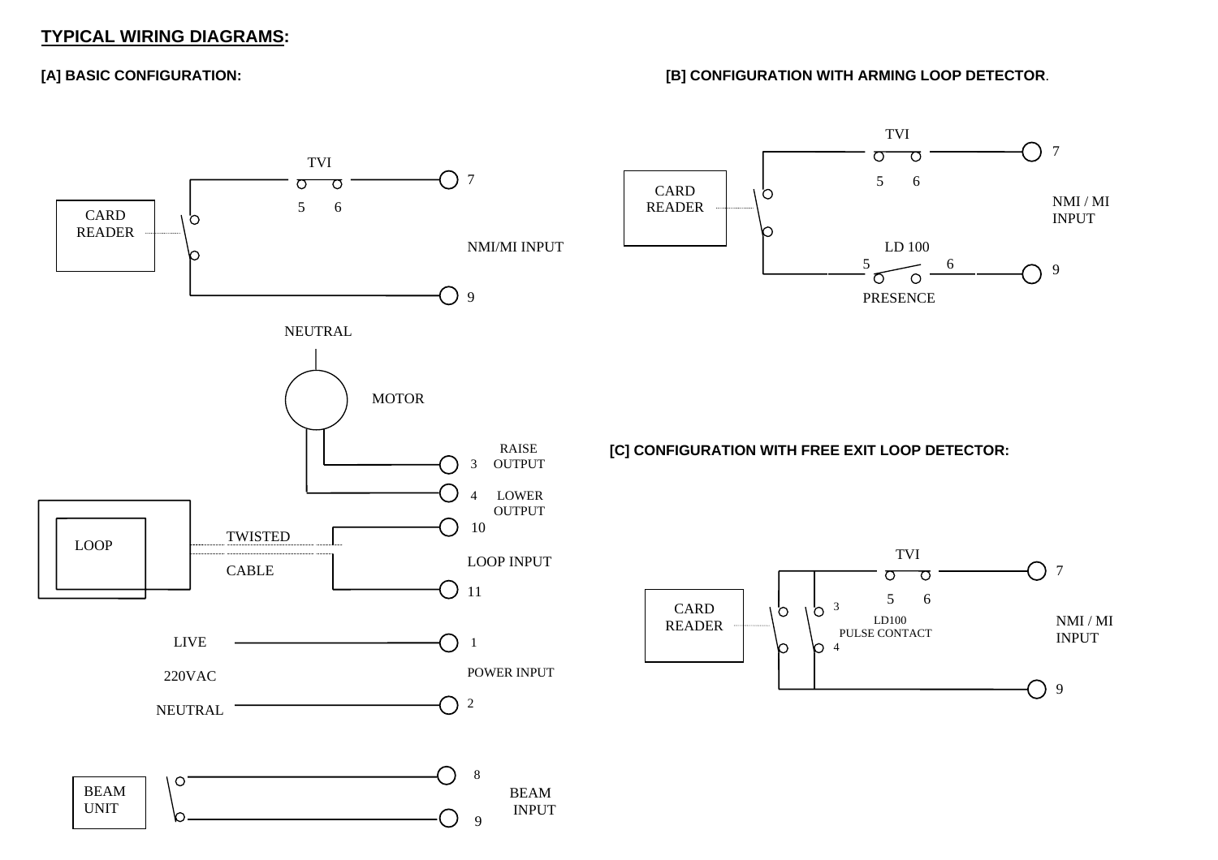## TYPICAL WIRING DIAGRAMS:

### [A] BASIC CONFIGURATION:

TVI

5 6

7

CARD READER

NMI/MI INPUT

9

NEUTRAL

MOTOR

3 RAISE OUTPUT

4 LOWER OUTPUT

10

LOOP

TWISTED CABLE

LOOP INPUT

11

LIVE

1

220VAC

POWER INPUT

NEUTRAL

2

8

BEAM UNIT

BEAM INPUT

9

### [B] CONFIGURATION WITH ARMING LOOP DETECTOR.

TVI

7

5 6

CARD READER

NMI / MI INPUT

LD 100

5 6

9

PRESENCE

### [C] CONFIGURATION WITH FREE EXIT LOOP DETECTOR:

TVI

7

5 6

CARD READER

3

LD100 PULSE CONTACT

4

NMI / MI INPUT

9